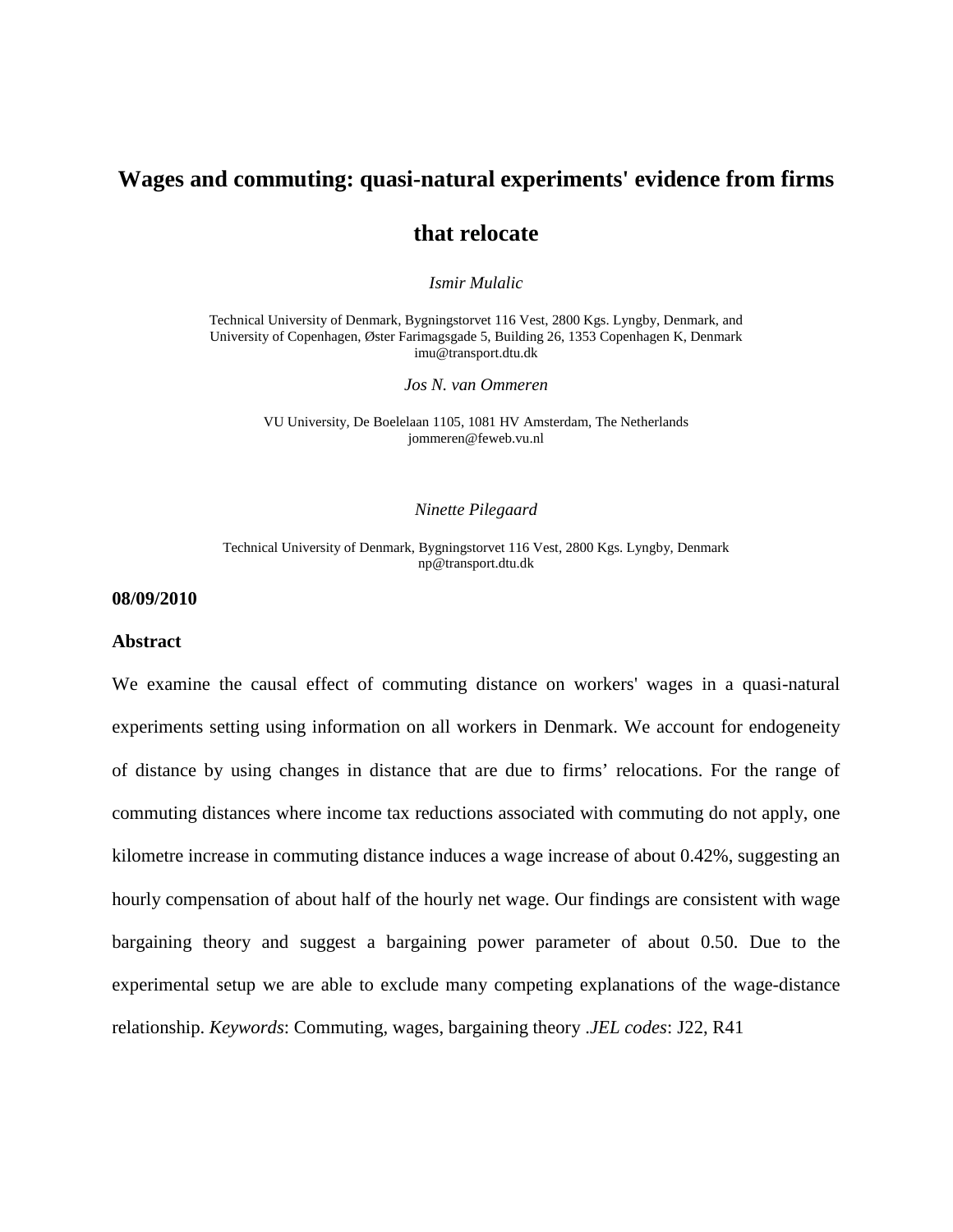# Wages and commuting: quasi-natural experiments' evidence from firms that relocate

*Ismir Mulalic*

Technical University of Denmark, Bygningstorvet 116 Vest, 2800 Kgs. Lyngby, Denmark, and University of Copenhagen, Øster Farimagsgade 5, Building 26, 1353 Copenhagen K, Denmark
imu@transport.dtu.dk

*Jos N. van Ommeren*

VU University, De Boelelaan 1105, 1081 HV Amsterdam, The Netherlands
jommeren@feweb.vu.nl

*Ninette Pilegaard*

Technical University of Denmark, Bygningstorvet 116 Vest, 2800 Kgs. Lyngby, Denmark
np@transport.dtu.dk

**08/09/2010**

**Abstract**

We examine the causal effect of commuting distance on workers' wages in a quasi-natural experiments setting using information on all workers in Denmark. We account for endogeneity of distance by using changes in distance that are due to firms' relocations. For the range of commuting distances where income tax reductions associated with commuting do not apply, one kilometre increase in commuting distance induces a wage increase of about 0.42%, suggesting an hourly compensation of about half of the hourly net wage. Our findings are consistent with wage bargaining theory and suggest a bargaining power parameter of about 0.50. Due to the experimental setup we are able to exclude many competing explanations of the wage-distance relationship. *Keywords*: Commuting, wages, bargaining theory .*JEL codes*: J22, R41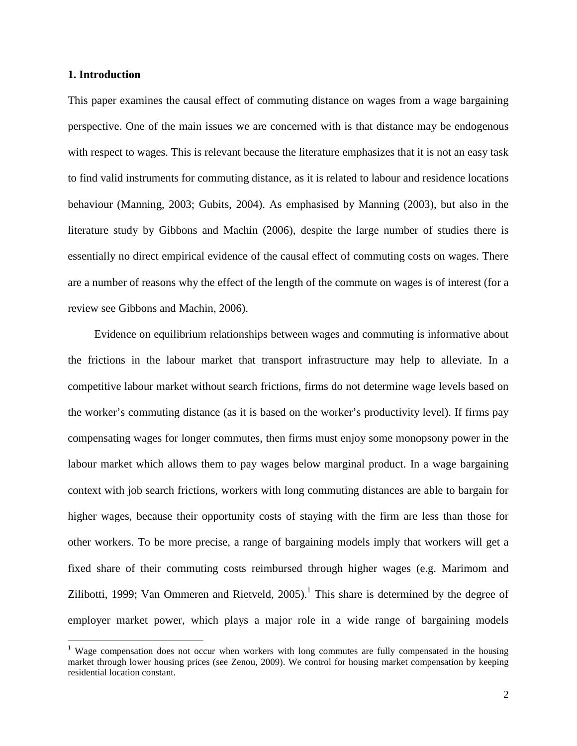## 1. Introduction

This paper examines the causal effect of commuting distance on wages from a wage bargaining perspective. One of the main issues we are concerned with is that distance may be endogenous with respect to wages. This is relevant because the literature emphasizes that it is not an easy task to find valid instruments for commuting distance, as it is related to labour and residence locations behaviour (Manning, 2003; Gubits, 2004). As emphasised by Manning (2003), but also in the literature study by Gibbons and Machin (2006), despite the large number of studies there is essentially no direct empirical evidence of the causal effect of commuting costs on wages. There are a number of reasons why the effect of the length of the commute on wages is of interest (for a review see Gibbons and Machin, 2006).

Evidence on equilibrium relationships between wages and commuting is informative about the frictions in the labour market that transport infrastructure may help to alleviate. In a competitive labour market without search frictions, firms do not determine wage levels based on the worker's commuting distance (as it is based on the worker's productivity level). If firms pay compensating wages for longer commutes, then firms must enjoy some monopsony power in the labour market which allows them to pay wages below marginal product. In a wage bargaining context with job search frictions, workers with long commuting distances are able to bargain for higher wages, because their opportunity costs of staying with the firm are less than those for other workers. To be more precise, a range of bargaining models imply that workers will get a fixed share of their commuting costs reimbursed through higher wages (e.g. Marimom and Zilibotti, 1999; Van Ommeren and Rietveld, 2005).[1] This share is determined by the degree of employer market power, which plays a major role in a wide range of bargaining models

[1] Wage compensation does not occur when workers with long commutes are fully compensated in the housing market through lower housing prices (see Zenou, 2009). We control for housing market compensation by keeping residential location constant.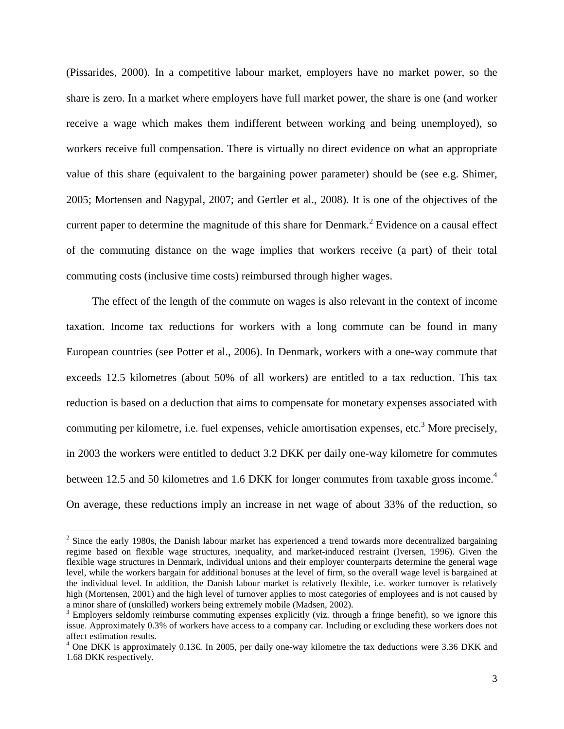(Pissarides, 2000). In a competitive labour market, employers have no market power, so the share is zero. In a market where employers have full market power, the share is one (and worker receive a wage which makes them indifferent between working and being unemployed), so workers receive full compensation. There is virtually no direct evidence on what an appropriate value of this share (equivalent to the bargaining power parameter) should be (see e.g. Shimer, 2005; Mortensen and Nagypal, 2007; and Gertler et al., 2008). It is one of the objectives of the current paper to determine the magnitude of this share for Denmark.[2] Evidence on a causal effect of the commuting distance on the wage implies that workers receive (a part) of their total commuting costs (inclusive time costs) reimbursed through higher wages.

The effect of the length of the commute on wages is also relevant in the context of income taxation. Income tax reductions for workers with a long commute can be found in many European countries (see Potter et al., 2006). In Denmark, workers with a one-way commute that exceeds 12.5 kilometres (about 50% of all workers) are entitled to a tax reduction. This tax reduction is based on a deduction that aims to compensate for monetary expenses associated with commuting per kilometre, i.e. fuel expenses, vehicle amortisation expenses, etc.[3] More precisely, in 2003 the workers were entitled to deduct 3.2 DKK per daily one-way kilometre for commutes between 12.5 and 50 kilometres and 1.6 DKK for longer commutes from taxable gross income.[4] On average, these reductions imply an increase in net wage of about 33% of the reduction, so

---

[2] Since the early 1980s, the Danish labour market has experienced a trend towards more decentralized bargaining regime based on flexible wage structures, inequality, and market-induced restraint (Iversen, 1996). Given the flexible wage structures in Denmark, individual unions and their employer counterparts determine the general wage level, while the workers bargain for additional bonuses at the level of firm, so the overall wage level is bargained at the individual level. In addition, the Danish labour market is relatively flexible, i.e. worker turnover is relatively high (Mortensen, 2001) and the high level of turnover applies to most categories of employees and is not caused by a minor share of (unskilled) workers being extremely mobile (Madsen, 2002).

[3] Employers seldomly reimburse commuting expenses explicitly (viz. through a fringe benefit), so we ignore this issue. Approximately 0.3% of workers have access to a company car. Including or excluding these workers does not affect estimation results.

[4] One DKK is approximately 0.13€. In 2005, per daily one-way kilometre the tax deductions were 3.36 DKK and 1.68 DKK respectively.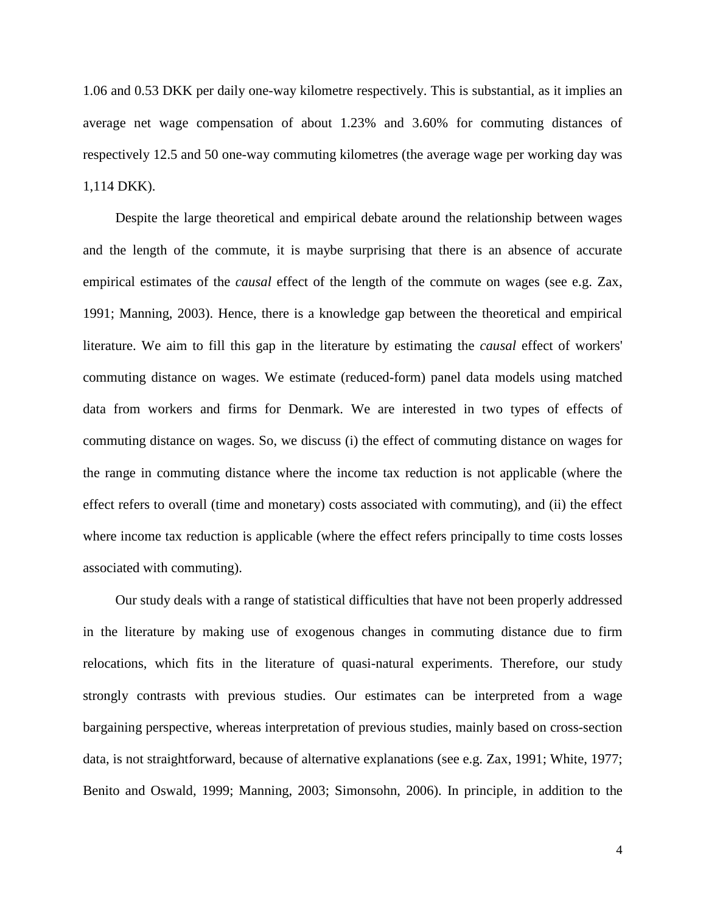1.06 and 0.53 DKK per daily one-way kilometre respectively. This is substantial, as it implies an average net wage compensation of about 1.23% and 3.60% for commuting distances of respectively 12.5 and 50 one-way commuting kilometres (the average wage per working day was 1,114 DKK).

Despite the large theoretical and empirical debate around the relationship between wages and the length of the commute, it is maybe surprising that there is an absence of accurate empirical estimates of the *causal* effect of the length of the commute on wages (see e.g. Zax, 1991; Manning, 2003). Hence, there is a knowledge gap between the theoretical and empirical literature. We aim to fill this gap in the literature by estimating the *causal* effect of workers' commuting distance on wages. We estimate (reduced-form) panel data models using matched data from workers and firms for Denmark. We are interested in two types of effects of commuting distance on wages. So, we discuss (i) the effect of commuting distance on wages for the range in commuting distance where the income tax reduction is not applicable (where the effect refers to overall (time and monetary) costs associated with commuting), and (ii) the effect where income tax reduction is applicable (where the effect refers principally to time costs losses associated with commuting).

Our study deals with a range of statistical difficulties that have not been properly addressed in the literature by making use of exogenous changes in commuting distance due to firm relocations, which fits in the literature of quasi-natural experiments. Therefore, our study strongly contrasts with previous studies. Our estimates can be interpreted from a wage bargaining perspective, whereas interpretation of previous studies, mainly based on cross-section data, is not straightforward, because of alternative explanations (see e.g. Zax, 1991; White, 1977; Benito and Oswald, 1999; Manning, 2003; Simonsohn, 2006). In principle, in addition to the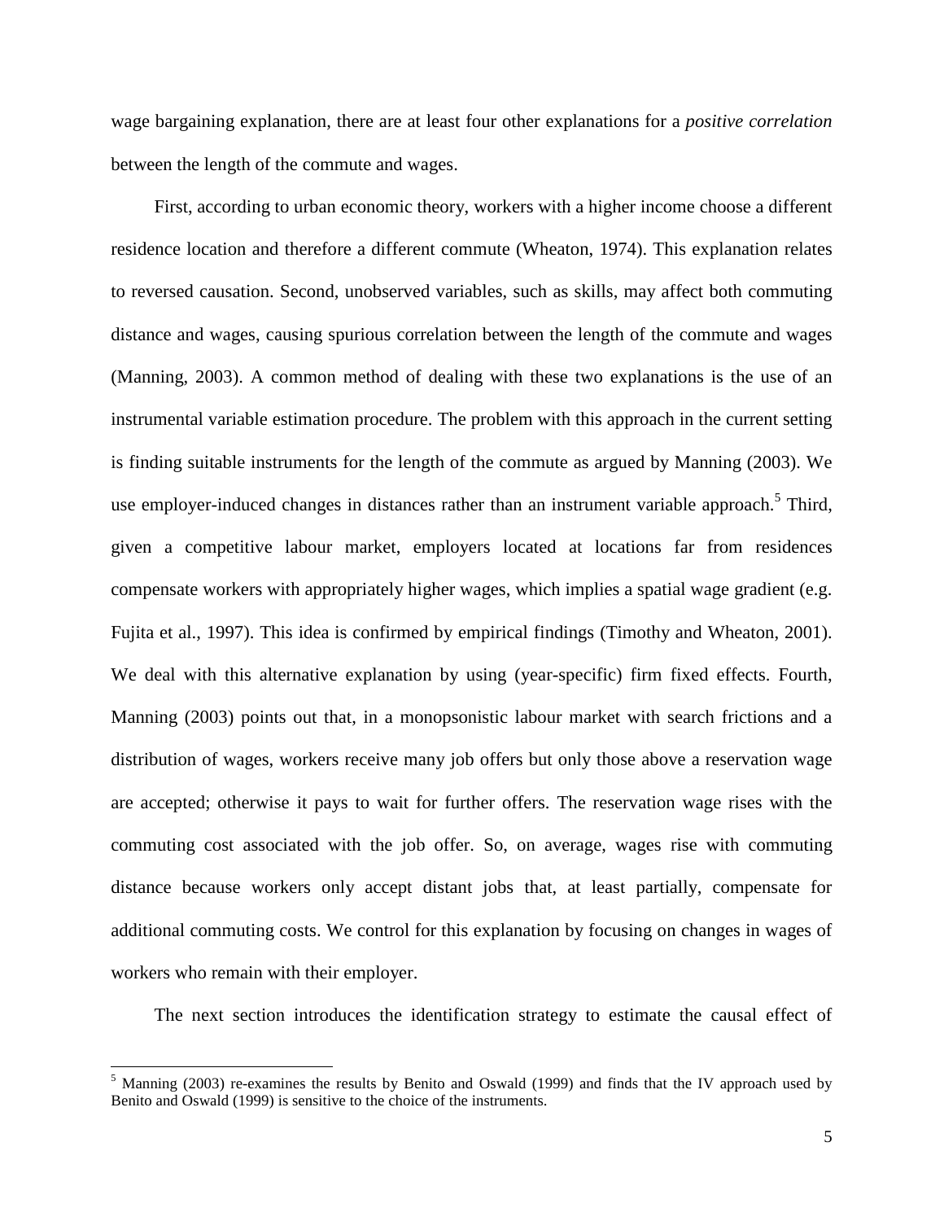wage bargaining explanation, there are at least four other explanations for a *positive correlation* between the length of the commute and wages.

First, according to urban economic theory, workers with a higher income choose a different residence location and therefore a different commute (Wheaton, 1974). This explanation relates to reversed causation. Second, unobserved variables, such as skills, may affect both commuting distance and wages, causing spurious correlation between the length of the commute and wages (Manning, 2003). A common method of dealing with these two explanations is the use of an instrumental variable estimation procedure. The problem with this approach in the current setting is finding suitable instruments for the length of the commute as argued by Manning (2003). We use employer-induced changes in distances rather than an instrument variable approach.[5] Third, given a competitive labour market, employers located at locations far from residences compensate workers with appropriately higher wages, which implies a spatial wage gradient (e.g. Fujita et al., 1997). This idea is confirmed by empirical findings (Timothy and Wheaton, 2001). We deal with this alternative explanation by using (year-specific) firm fixed effects. Fourth, Manning (2003) points out that, in a monopsonistic labour market with search frictions and a distribution of wages, workers receive many job offers but only those above a reservation wage are accepted; otherwise it pays to wait for further offers. The reservation wage rises with the commuting cost associated with the job offer. So, on average, wages rise with commuting distance because workers only accept distant jobs that, at least partially, compensate for additional commuting costs. We control for this explanation by focusing on changes in wages of workers who remain with their employer.

The next section introduces the identification strategy to estimate the causal effect of

---

[5] Manning (2003) re-examines the results by Benito and Oswald (1999) and finds that the IV approach used by Benito and Oswald (1999) is sensitive to the choice of the instruments.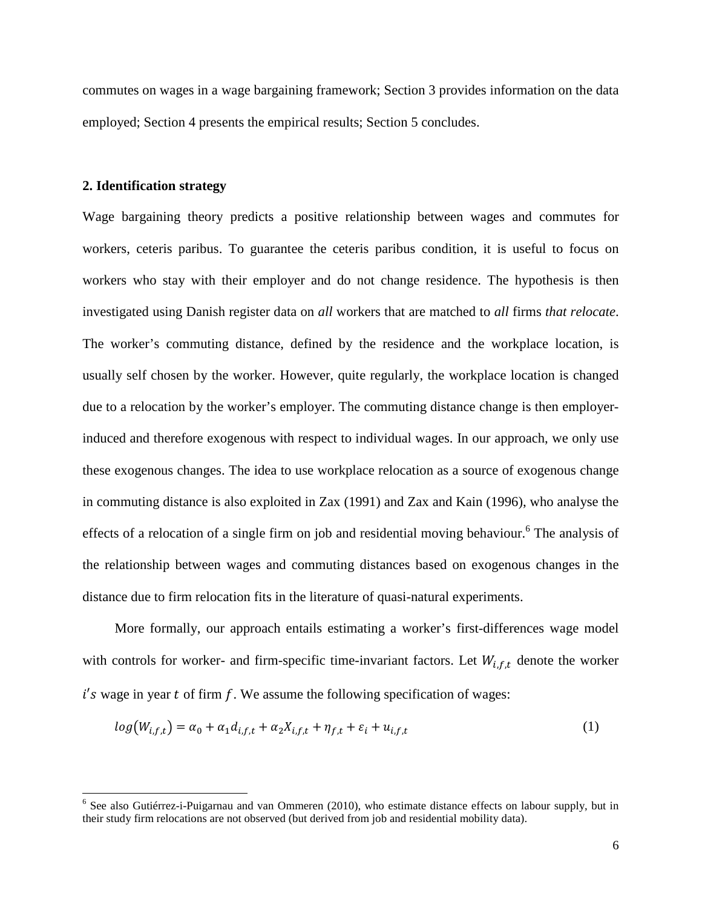commutes on wages in a wage bargaining framework; Section 3 provides information on the data employed; Section 4 presents the empirical results; Section 5 concludes.

## 2. Identification strategy

Wage bargaining theory predicts a positive relationship between wages and commutes for workers, ceteris paribus. To guarantee the ceteris paribus condition, it is useful to focus on workers who stay with their employer and do not change residence. The hypothesis is then investigated using Danish register data on *all* workers that are matched to *all* firms *that relocate*. The worker's commuting distance, defined by the residence and the workplace location, is usually self chosen by the worker. However, quite regularly, the workplace location is changed due to a relocation by the worker's employer. The commuting distance change is then employer-induced and therefore exogenous with respect to individual wages. In our approach, we only use these exogenous changes. The idea to use workplace relocation as a source of exogenous change in commuting distance is also exploited in Zax (1991) and Zax and Kain (1996), who analyse the effects of a relocation of a single firm on job and residential moving behaviour.[6] The analysis of the relationship between wages and commuting distances based on exogenous changes in the distance due to firm relocation fits in the literature of quasi-natural experiments.

More formally, our approach entails estimating a worker's first-differences wage model with controls for worker- and firm-specific time-invariant factors. Let $W_{i,f,t}$ denote the worker $i's$ wage in year $t$ of firm $f$. We assume the following specification of wages:

$$log(W_{i,f,t}) = \alpha_0 + \alpha_1 d_{i,f,t} + \alpha_2 X_{i,f,t} + \eta_{f,t} + \varepsilon_i + u_{i,f,t} \qquad (1)$$

[6] See also Gutiérrez-i-Puigarnau and van Ommeren (2010), who estimate distance effects on labour supply, but in their study firm relocations are not observed (but derived from job and residential mobility data).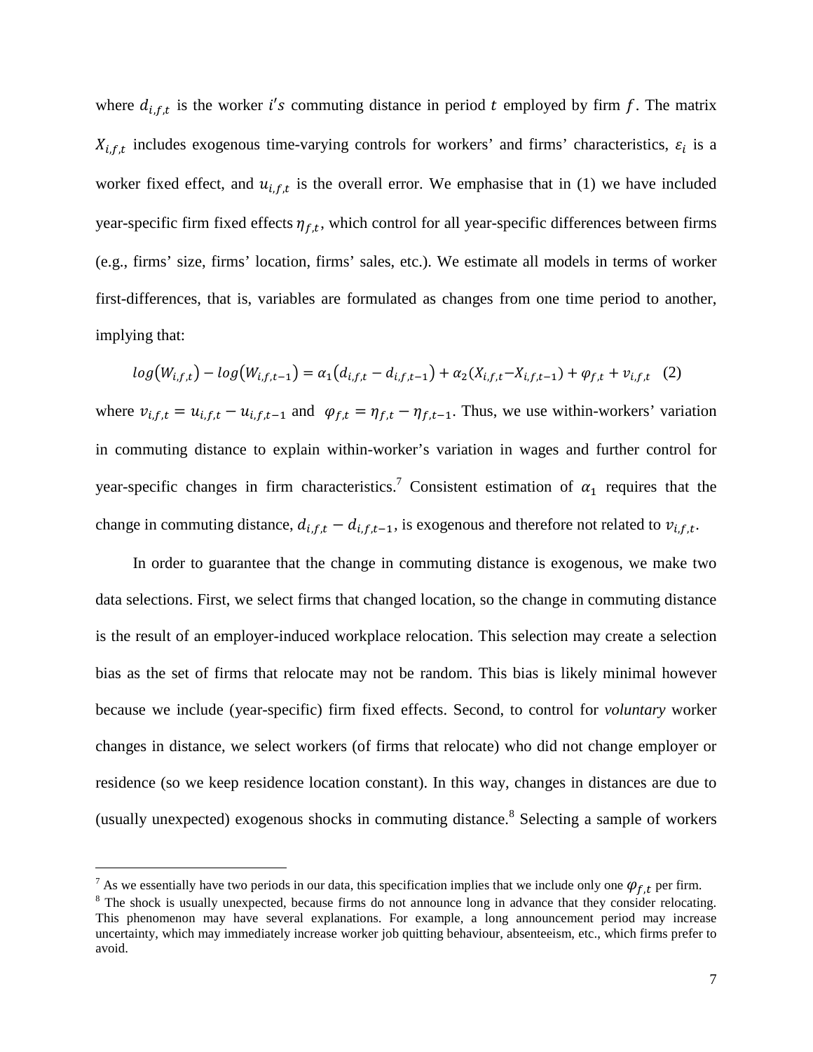where $d_{i,f,t}$ is the worker $i's$ commuting distance in period $t$ employed by firm $f$. The matrix $X_{i,f,t}$ includes exogenous time-varying controls for workers' and firms' characteristics, $\varepsilon_i$ is a worker fixed effect, and $u_{i,f,t}$ is the overall error. We emphasise that in (1) we have included year-specific firm fixed effects $\eta_{f,t}$, which control for all year-specific differences between firms (e.g., firms' size, firms' location, firms' sales, etc.). We estimate all models in terms of worker first-differences, that is, variables are formulated as changes from one time period to another, implying that:

$$log(W_{i,f,t}) - log(W_{i,f,t-1}) = \alpha_1(d_{i,f,t} - d_{i,f,t-1}) + \alpha_2(X_{i,f,t} - X_{i,f,t-1}) + \varphi_{f,t} + v_{i,f,t} \quad (2)$$

where $v_{i,f,t} = u_{i,f,t} - u_{i,f,t-1}$ and $\varphi_{f,t} = \eta_{f,t} - \eta_{f,t-1}$. Thus, we use within-workers' variation in commuting distance to explain within-worker's variation in wages and further control for year-specific changes in firm characteristics.[7] Consistent estimation of $\alpha_1$ requires that the change in commuting distance, $d_{i,f,t} - d_{i,f,t-1}$, is exogenous and therefore not related to $v_{i,f,t}$.

In order to guarantee that the change in commuting distance is exogenous, we make two data selections. First, we select firms that changed location, so the change in commuting distance is the result of an employer-induced workplace relocation. This selection may create a selection bias as the set of firms that relocate may not be random. This bias is likely minimal however because we include (year-specific) firm fixed effects. Second, to control for *voluntary* worker changes in distance, we select workers (of firms that relocate) who did not change employer or residence (so we keep residence location constant). In this way, changes in distances are due to (usually unexpected) exogenous shocks in commuting distance.[8] Selecting a sample of workers

[7] As we essentially have two periods in our data, this specification implies that we include only one $\varphi_{f,t}$ per firm.

[8] The shock is usually unexpected, because firms do not announce long in advance that they consider relocating. This phenomenon may have several explanations. For example, a long announcement period may increase uncertainty, which may immediately increase worker job quitting behaviour, absenteeism, etc., which firms prefer to avoid.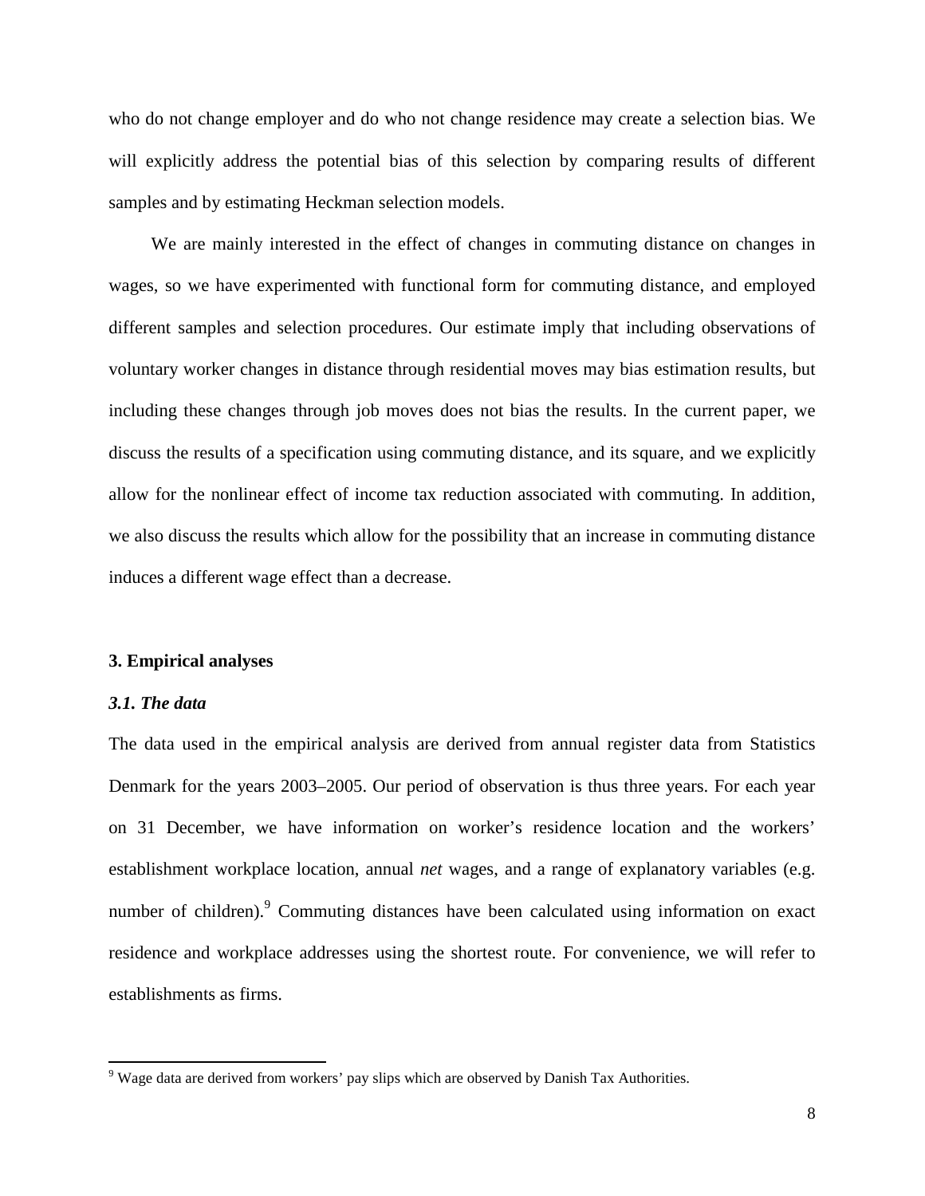who do not change employer and do who not change residence may create a selection bias. We will explicitly address the potential bias of this selection by comparing results of different samples and by estimating Heckman selection models.

We are mainly interested in the effect of changes in commuting distance on changes in wages, so we have experimented with functional form for commuting distance, and employed different samples and selection procedures. Our estimate imply that including observations of voluntary worker changes in distance through residential moves may bias estimation results, but including these changes through job moves does not bias the results. In the current paper, we discuss the results of a specification using commuting distance, and its square, and we explicitly allow for the nonlinear effect of income tax reduction associated with commuting. In addition, we also discuss the results which allow for the possibility that an increase in commuting distance induces a different wage effect than a decrease.

## 3. Empirical analyses

### *3.1. The data*

The data used in the empirical analysis are derived from annual register data from Statistics Denmark for the years 2003–2005. Our period of observation is thus three years. For each year on 31 December, we have information on worker's residence location and the workers' establishment workplace location, annual *net* wages, and a range of explanatory variables (e.g. number of children).[9] Commuting distances have been calculated using information on exact residence and workplace addresses using the shortest route. For convenience, we will refer to establishments as firms.

[9] Wage data are derived from workers' pay slips which are observed by Danish Tax Authorities.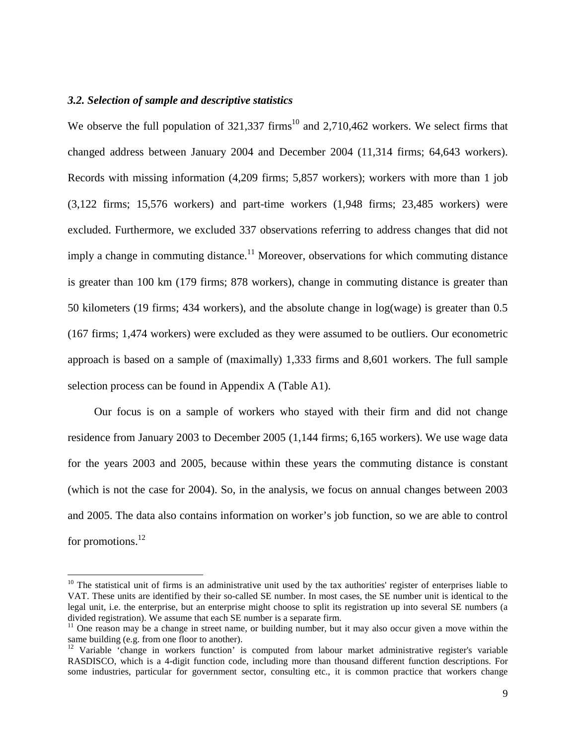### *3.2. Selection of sample and descriptive statistics*

We observe the full population of 321,337 firms[10] and 2,710,462 workers. We select firms that changed address between January 2004 and December 2004 (11,314 firms; 64,643 workers). Records with missing information (4,209 firms; 5,857 workers); workers with more than 1 job (3,122 firms; 15,576 workers) and part-time workers (1,948 firms; 23,485 workers) were excluded. Furthermore, we excluded 337 observations referring to address changes that did not imply a change in commuting distance.[11] Moreover, observations for which commuting distance is greater than 100 km (179 firms; 878 workers), change in commuting distance is greater than 50 kilometers (19 firms; 434 workers), and the absolute change in log(wage) is greater than 0.5 (167 firms; 1,474 workers) were excluded as they were assumed to be outliers. Our econometric approach is based on a sample of (maximally) 1,333 firms and 8,601 workers. The full sample selection process can be found in Appendix A (Table A1).

Our focus is on a sample of workers who stayed with their firm and did not change residence from January 2003 to December 2005 (1,144 firms; 6,165 workers). We use wage data for the years 2003 and 2005, because within these years the commuting distance is constant (which is not the case for 2004). So, in the analysis, we focus on annual changes between 2003 and 2005. The data also contains information on worker's job function, so we are able to control for promotions.[12]

---

[10] The statistical unit of firms is an administrative unit used by the tax authorities' register of enterprises liable to VAT. These units are identified by their so-called SE number. In most cases, the SE number unit is identical to the legal unit, i.e. the enterprise, but an enterprise might choose to split its registration up into several SE numbers (a divided registration). We assume that each SE number is a separate firm.

[11] One reason may be a change in street name, or building number, but it may also occur given a move within the same building (e.g. from one floor to another).

[12] Variable 'change in workers function' is computed from labour market administrative register's variable RASDISCO, which is a 4-digit function code, including more than thousand different function descriptions. For some industries, particular for government sector, consulting etc., it is common practice that workers change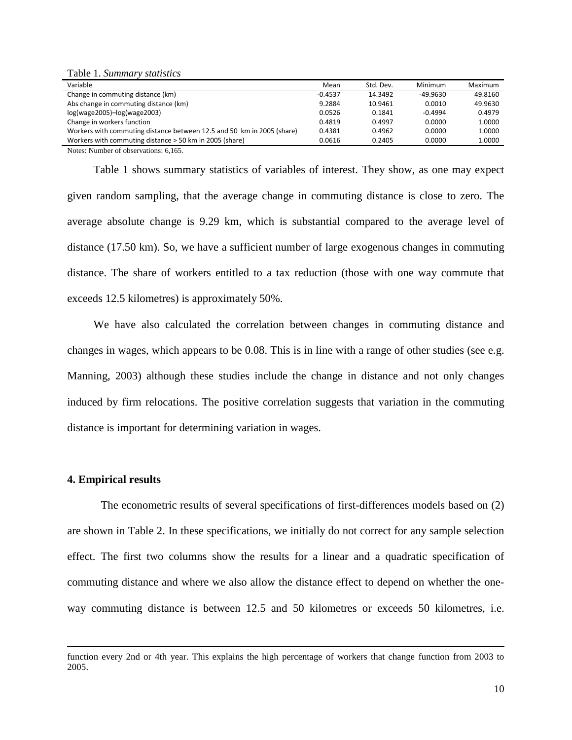Table 1. *Summary statistics*

| Variable | Mean | Std. Dev. | Minimum | Maximum |
|---|---|---|---|---|
| Change in commuting distance (km) | -0.4537 | 14.3492 | -49.9630 | 49.8160 |
| Abs change in commuting distance (km) | 9.2884 | 10.9461 | 0.0010 | 49.9630 |
| log(wage2005)–log(wage2003) | 0.0526 | 0.1841 | -0.4994 | 0.4979 |
| Change in workers function | 0.4819 | 0.4997 | 0.0000 | 1.0000 |
| Workers with commuting distance between 12.5 and 50 km in 2005 (share) | 0.4381 | 0.4962 | 0.0000 | 1.0000 |
| Workers with commuting distance > 50 km in 2005 (share) | 0.0616 | 0.2405 | 0.0000 | 1.0000 |

Notes: Number of observations: 6,165.

Table 1 shows summary statistics of variables of interest. They show, as one may expect given random sampling, that the average change in commuting distance is close to zero. The average absolute change is 9.29 km, which is substantial compared to the average level of distance (17.50 km). So, we have a sufficient number of large exogenous changes in commuting distance. The share of workers entitled to a tax reduction (those with one way commute that exceeds 12.5 kilometres) is approximately 50%.

We have also calculated the correlation between changes in commuting distance and changes in wages, which appears to be 0.08. This is in line with a range of other studies (see e.g. Manning, 2003) although these studies include the change in distance and not only changes induced by firm relocations. The positive correlation suggests that variation in the commuting distance is important for determining variation in wages.

### 4. Empirical results

The econometric results of several specifications of first-differences models based on (2) are shown in Table 2. In these specifications, we initially do not correct for any sample selection effect. The first two columns show the results for a linear and a quadratic specification of commuting distance and where we also allow the distance effect to depend on whether the one-way commuting distance is between 12.5 and 50 kilometres or exceeds 50 kilometres, i.e.

---

function every 2nd or 4th year. This explains the high percentage of workers that change function from 2003 to 2005.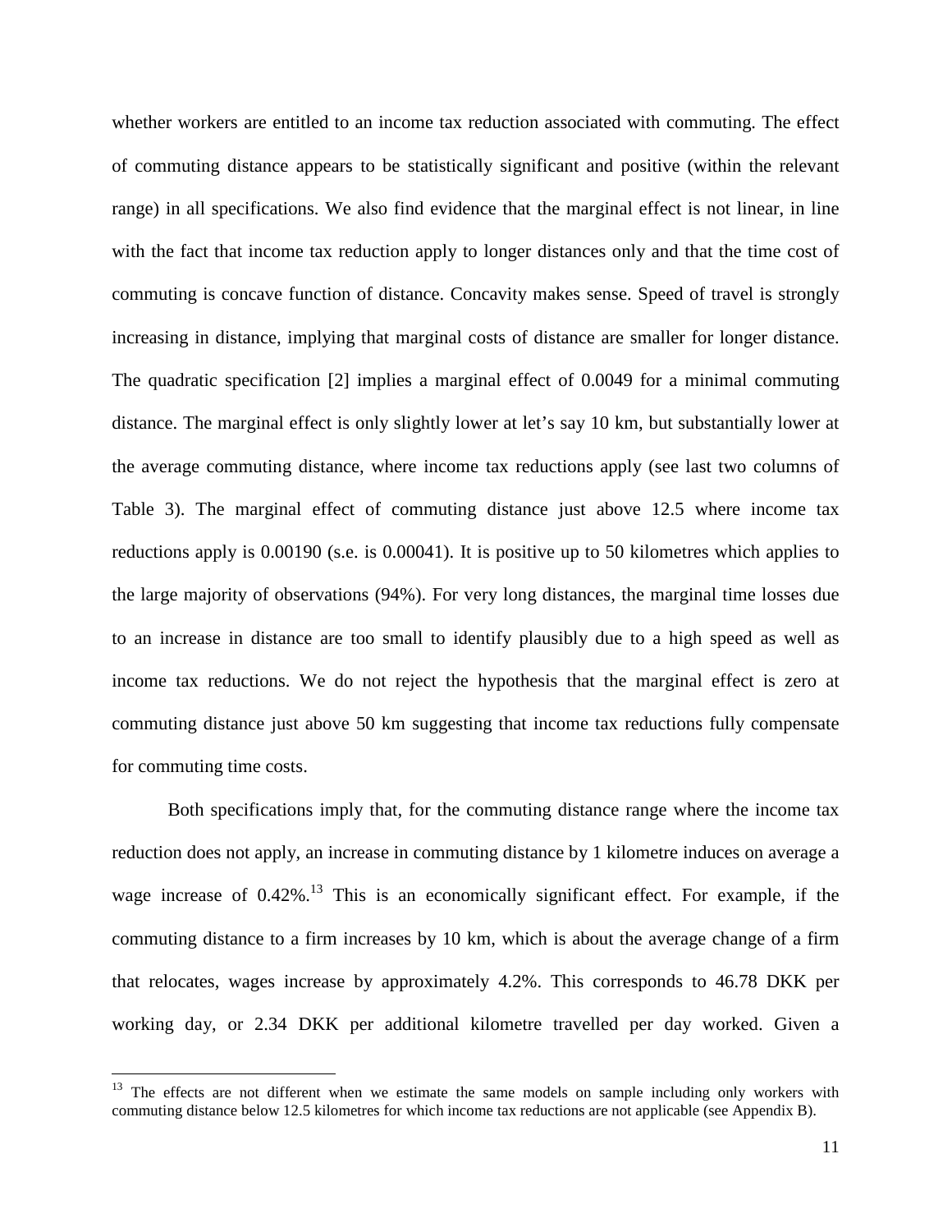whether workers are entitled to an income tax reduction associated with commuting. The effect of commuting distance appears to be statistically significant and positive (within the relevant range) in all specifications. We also find evidence that the marginal effect is not linear, in line with the fact that income tax reduction apply to longer distances only and that the time cost of commuting is concave function of distance. Concavity makes sense. Speed of travel is strongly increasing in distance, implying that marginal costs of distance are smaller for longer distance. The quadratic specification [2] implies a marginal effect of 0.0049 for a minimal commuting distance. The marginal effect is only slightly lower at let's say 10 km, but substantially lower at the average commuting distance, where income tax reductions apply (see last two columns of Table 3). The marginal effect of commuting distance just above 12.5 where income tax reductions apply is 0.00190 (s.e. is 0.00041). It is positive up to 50 kilometres which applies to the large majority of observations (94%). For very long distances, the marginal time losses due to an increase in distance are too small to identify plausibly due to a high speed as well as income tax reductions. We do not reject the hypothesis that the marginal effect is zero at commuting distance just above 50 km suggesting that income tax reductions fully compensate for commuting time costs.

Both specifications imply that, for the commuting distance range where the income tax reduction does not apply, an increase in commuting distance by 1 kilometre induces on average a wage increase of 0.42%.[13] This is an economically significant effect. For example, if the commuting distance to a firm increases by 10 km, which is about the average change of a firm that relocates, wages increase by approximately 4.2%. This corresponds to 46.78 DKK per working day, or 2.34 DKK per additional kilometre travelled per day worked. Given a

[13] The effects are not different when we estimate the same models on sample including only workers with commuting distance below 12.5 kilometres for which income tax reductions are not applicable (see Appendix B).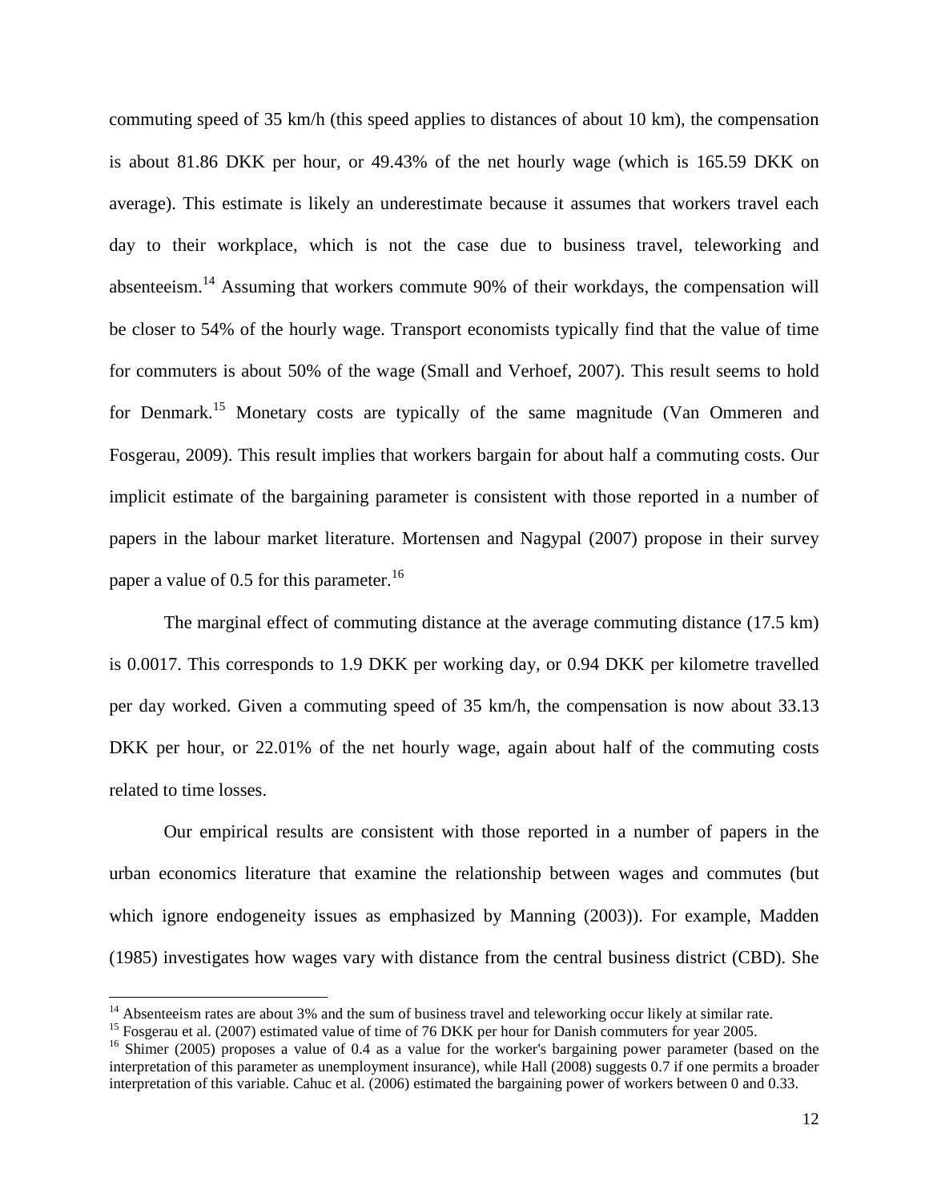commuting speed of 35 km/h (this speed applies to distances of about 10 km), the compensation is about 81.86 DKK per hour, or 49.43% of the net hourly wage (which is 165.59 DKK on average). This estimate is likely an underestimate because it assumes that workers travel each day to their workplace, which is not the case due to business travel, teleworking and absenteeism.[14] Assuming that workers commute 90% of their workdays, the compensation will be closer to 54% of the hourly wage. Transport economists typically find that the value of time for commuters is about 50% of the wage (Small and Verhoef, 2007). This result seems to hold for Denmark.[15] Monetary costs are typically of the same magnitude (Van Ommeren and Fosgerau, 2009). This result implies that workers bargain for about half a commuting costs. Our implicit estimate of the bargaining parameter is consistent with those reported in a number of papers in the labour market literature. Mortensen and Nagypal (2007) propose in their survey paper a value of 0.5 for this parameter.[16]

The marginal effect of commuting distance at the average commuting distance (17.5 km) is 0.0017. This corresponds to 1.9 DKK per working day, or 0.94 DKK per kilometre travelled per day worked. Given a commuting speed of 35 km/h, the compensation is now about 33.13 DKK per hour, or 22.01% of the net hourly wage, again about half of the commuting costs related to time losses.

Our empirical results are consistent with those reported in a number of papers in the urban economics literature that examine the relationship between wages and commutes (but which ignore endogeneity issues as emphasized by Manning (2003)). For example, Madden (1985) investigates how wages vary with distance from the central business district (CBD). She

---

[14] Absenteeism rates are about 3% and the sum of business travel and teleworking occur likely at similar rate.

[15] Fosgerau et al. (2007) estimated value of time of 76 DKK per hour for Danish commuters for year 2005.

[16] Shimer (2005) proposes a value of 0.4 as a value for the worker's bargaining power parameter (based on the interpretation of this parameter as unemployment insurance), while Hall (2008) suggests 0.7 if one permits a broader interpretation of this variable. Cahuc et al. (2006) estimated the bargaining power of workers between 0 and 0.33.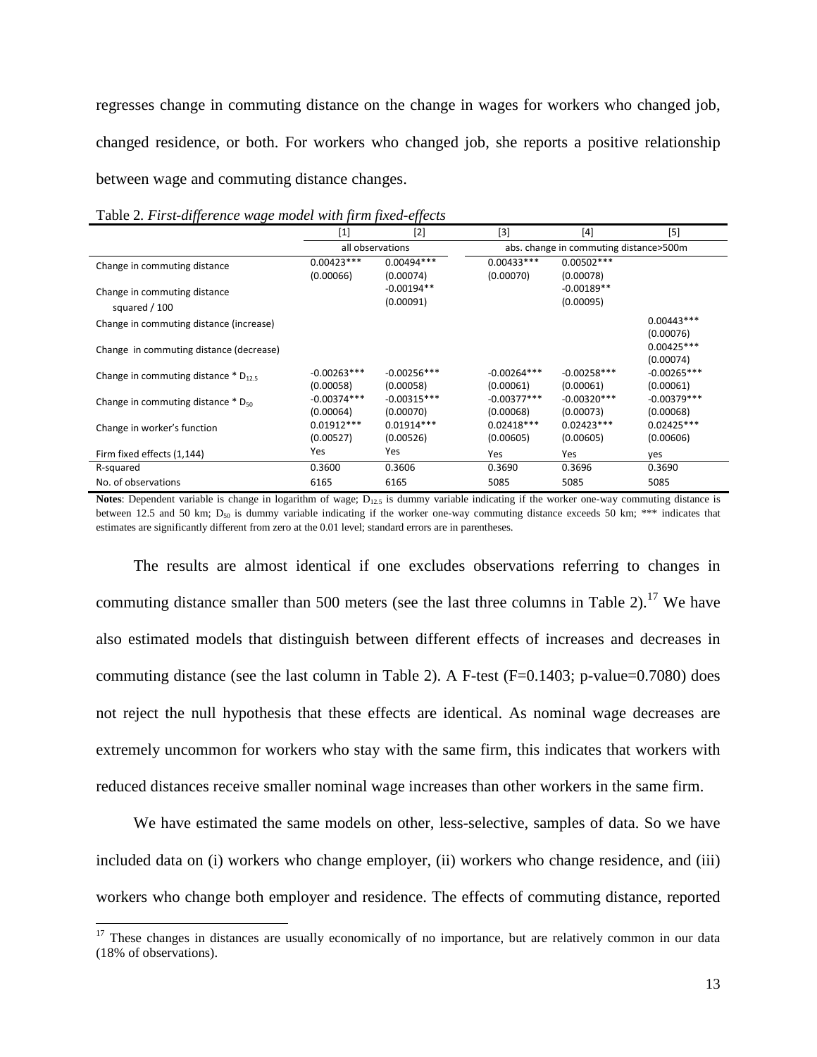regresses change in commuting distance on the change in wages for workers who changed job, changed residence, or both. For workers who changed job, she reports a positive relationship between wage and commuting distance changes.

Table 2. *First-difference wage model with firm fixed-effects*

| | [1] | [2] | [3] | [4] | [5] |
|---|---|---|---|---|---|
| | all observations | | abs. change in commuting distance>500m | | |
| Change in commuting distance | 0.00423*** (0.00066) | 0.00494*** (0.00074) | 0.00433*** (0.00070) | 0.00502*** (0.00078) | |
| Change in commuting distance squared / 100 | | -0.00194** (0.00091) | | -0.00189** (0.00095) | |
| Change in commuting distance (increase) | | | | | 0.00443*** (0.00076) |
| Change in commuting distance (decrease) | | | | | 0.00425*** (0.00074) |
| Change in commuting distance * $D_{12.5}$ | -0.00263*** (0.00058) | -0.00256*** (0.00058) | -0.00264*** (0.00061) | -0.00258*** (0.00061) | -0.00265*** (0.00061) |
| Change in commuting distance * $D_{50}$ | -0.00374*** (0.00064) | -0.00315*** (0.00070) | -0.00377*** (0.00068) | -0.00320*** (0.00073) | -0.00379*** (0.00068) |
| Change in worker's function | 0.01912*** (0.00527) | 0.01914*** (0.00526) | 0.02418*** (0.00605) | 0.02423*** (0.00605) | 0.02425*** (0.00606) |
| Firm fixed effects (1,144) | Yes | Yes | Yes | Yes | yes |
| R-squared | 0.3600 | 0.3606 | 0.3690 | 0.3696 | 0.3690 |
| No. of observations | 6165 | 6165 | 5085 | 5085 | 5085 |

**Notes**: Dependent variable is change in logarithm of wage; $D_{12.5}$ is dummy variable indicating if the worker one-way commuting distance is between 12.5 and 50 km; $D_{50}$ is dummy variable indicating if the worker one-way commuting distance exceeds 50 km; *** indicates that estimates are significantly different from zero at the 0.01 level; standard errors are in parentheses.

The results are almost identical if one excludes observations referring to changes in commuting distance smaller than 500 meters (see the last three columns in Table 2).[17] We have also estimated models that distinguish between different effects of increases and decreases in commuting distance (see the last column in Table 2). A F-test (F=0.1403; p-value=0.7080) does not reject the null hypothesis that these effects are identical. As nominal wage decreases are extremely uncommon for workers who stay with the same firm, this indicates that workers with reduced distances receive smaller nominal wage increases than other workers in the same firm.

We have estimated the same models on other, less-selective, samples of data. So we have included data on (i) workers who change employer, (ii) workers who change residence, and (iii) workers who change both employer and residence. The effects of commuting distance, reported

[17] These changes in distances are usually economically of no importance, but are relatively common in our data (18% of observations).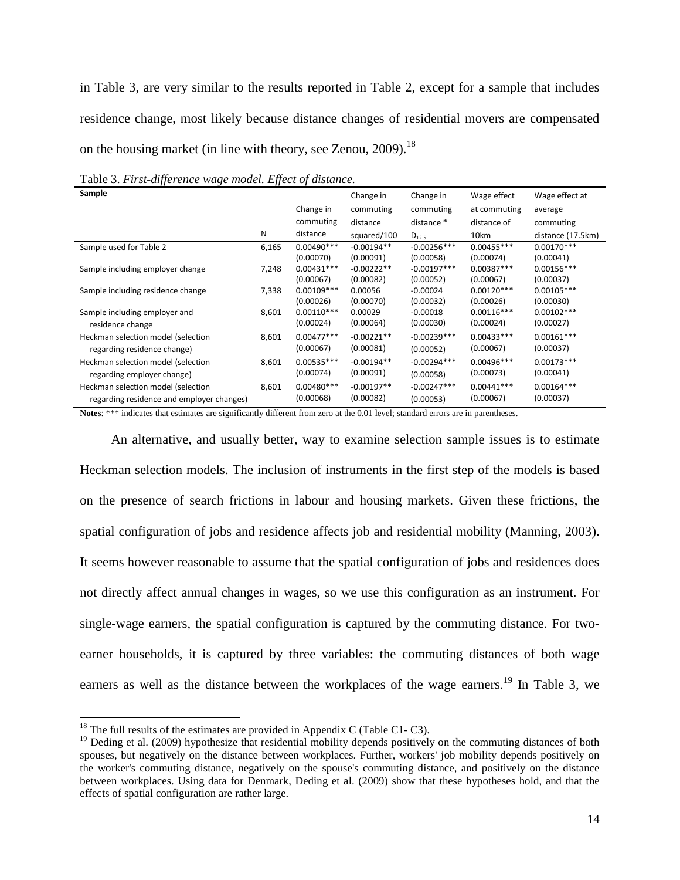in Table 3, are very similar to the results reported in Table 2, except for a sample that includes residence change, most likely because distance changes of residential movers are compensated on the housing market (in line with theory, see Zenou, 2009).[18]

Table 3. *First-difference wage model. Effect of distance.*

| Sample | N | Change in commuting distance | Change in commuting distance squared/100 | Change in commuting distance * $D_{12.5}$ | Wage effect at commuting distance of 10km | Wage effect at average commuting distance (17.5km) |
|---|---|---|---|---|---|---|
| Sample used for Table 2 | 6,165 | 0.00490*** (0.00070) | -0.00194** (0.00091) | -0.00256*** (0.00058) | 0.00455*** (0.00074) | 0.00170*** (0.00041) |
| Sample including employer change | 7,248 | 0.00431*** (0.00067) | -0.00222** (0.00082) | -0.00197*** (0.00052) | 0.00387*** (0.00067) | 0.00156*** (0.00037) |
| Sample including residence change | 7,338 | 0.00109*** (0.00026) | 0.00056 (0.00070) | -0.00024 (0.00032) | 0.00120*** (0.00026) | 0.00105*** (0.00030) |
| Sample including employer and residence change | 8,601 | 0.00110*** (0.00024) | 0.00029 (0.00064) | -0.00018 (0.00030) | 0.00116*** (0.00024) | 0.00102*** (0.00027) |
| Heckman selection model (selection regarding residence change) | 8,601 | 0.00477*** (0.00067) | -0.00221** (0.00081) | -0.00239*** (0.00052) | 0.00433*** (0.00067) | 0.00161*** (0.00037) |
| Heckman selection model (selection regarding employer change) | 8,601 | 0.00535*** (0.00074) | -0.00194** (0.00091) | -0.00294*** (0.00058) | 0.00496*** (0.00073) | 0.00173*** (0.00041) |
| Heckman selection model (selection regarding residence and employer changes) | 8,601 | 0.00480*** (0.00068) | -0.00197** (0.00082) | -0.00247*** (0.00053) | 0.00441*** (0.00067) | 0.00164*** (0.00037) |

**Notes**: *** indicates that estimates are significantly different from zero at the 0.01 level; standard errors are in parentheses.

An alternative, and usually better, way to examine selection sample issues is to estimate Heckman selection models. The inclusion of instruments in the first step of the models is based on the presence of search frictions in labour and housing markets. Given these frictions, the spatial configuration of jobs and residence affects job and residential mobility (Manning, 2003). It seems however reasonable to assume that the spatial configuration of jobs and residences does not directly affect annual changes in wages, so we use this configuration as an instrument. For single-wage earners, the spatial configuration is captured by the commuting distance. For two-earner households, it is captured by three variables: the commuting distances of both wage earners as well as the distance between the workplaces of the wage earners.[19] In Table 3, we

[18] The full results of the estimates are provided in Appendix C (Table C1- C3).

[19] Deding et al. (2009) hypothesize that residential mobility depends positively on the commuting distances of both spouses, but negatively on the distance between workplaces. Further, workers' job mobility depends positively on the worker's commuting distance, negatively on the spouse's commuting distance, and positively on the distance between workplaces. Using data for Denmark, Deding et al. (2009) show that these hypotheses hold, and that the effects of spatial configuration are rather large.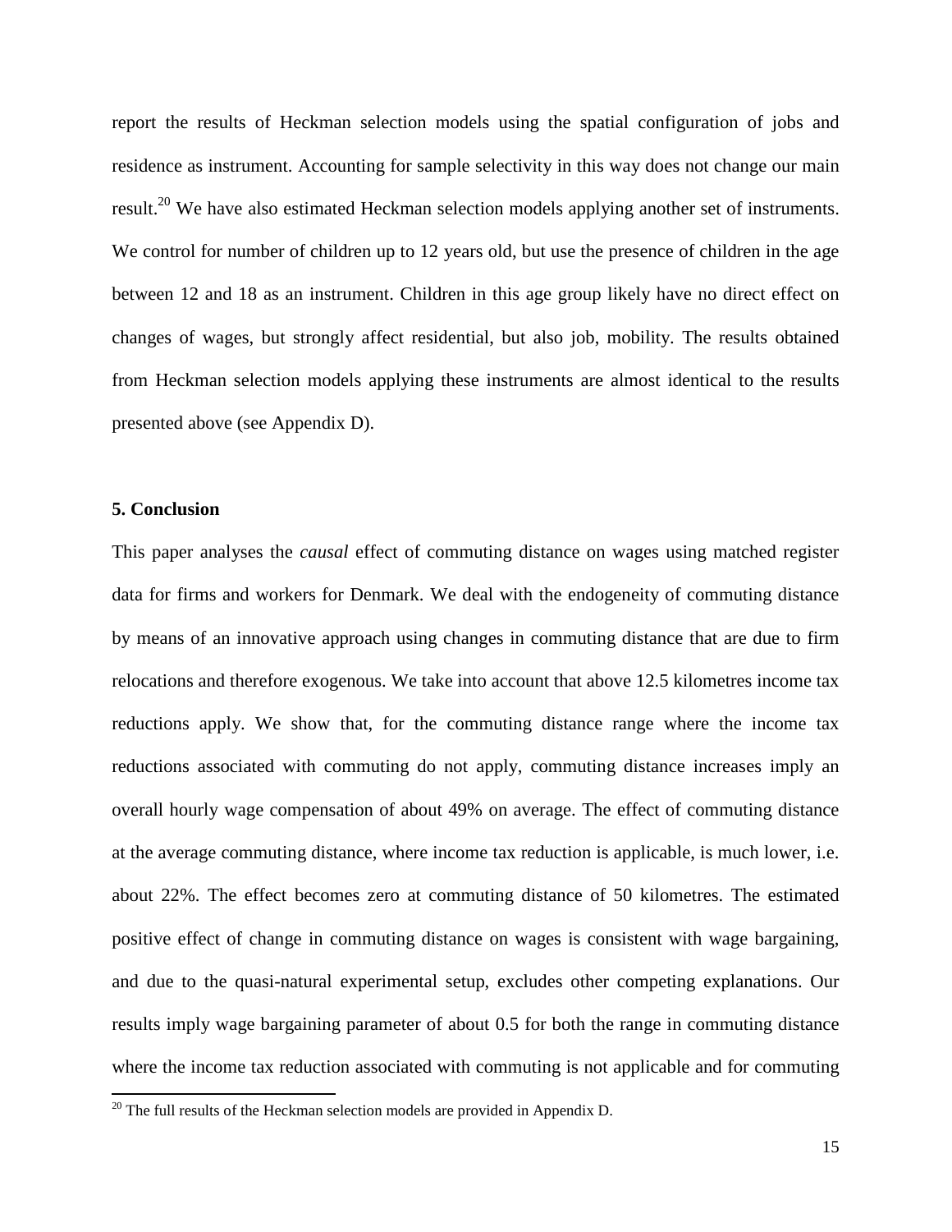report the results of Heckman selection models using the spatial configuration of jobs and residence as instrument. Accounting for sample selectivity in this way does not change our main result.[20] We have also estimated Heckman selection models applying another set of instruments. We control for number of children up to 12 years old, but use the presence of children in the age between 12 and 18 as an instrument. Children in this age group likely have no direct effect on changes of wages, but strongly affect residential, but also job, mobility. The results obtained from Heckman selection models applying these instruments are almost identical to the results presented above (see Appendix D).

## 5. Conclusion

This paper analyses the *causal* effect of commuting distance on wages using matched register data for firms and workers for Denmark. We deal with the endogeneity of commuting distance by means of an innovative approach using changes in commuting distance that are due to firm relocations and therefore exogenous. We take into account that above 12.5 kilometres income tax reductions apply. We show that, for the commuting distance range where the income tax reductions associated with commuting do not apply, commuting distance increases imply an overall hourly wage compensation of about 49% on average. The effect of commuting distance at the average commuting distance, where income tax reduction is applicable, is much lower, i.e. about 22%. The effect becomes zero at commuting distance of 50 kilometres. The estimated positive effect of change in commuting distance on wages is consistent with wage bargaining, and due to the quasi-natural experimental setup, excludes other competing explanations. Our results imply wage bargaining parameter of about 0.5 for both the range in commuting distance where the income tax reduction associated with commuting is not applicable and for commuting

[20] The full results of the Heckman selection models are provided in Appendix D.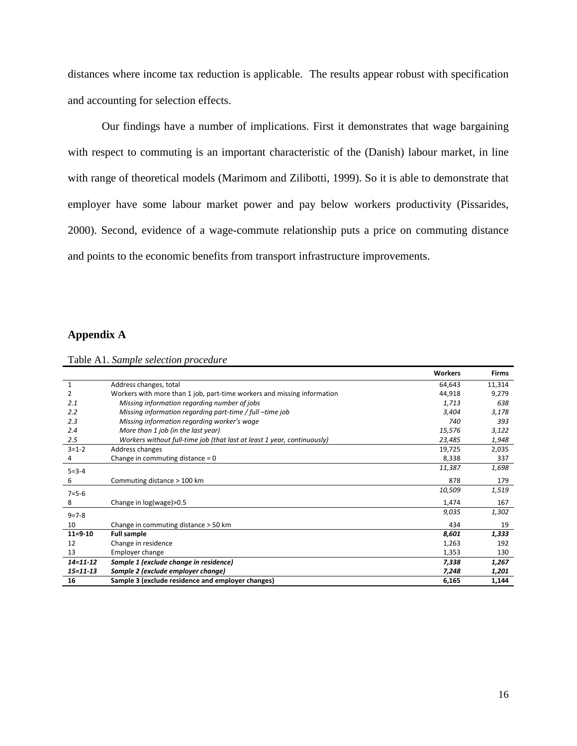distances where income tax reduction is applicable. The results appear robust with specification and accounting for selection effects.

Our findings have a number of implications. First it demonstrates that wage bargaining with respect to commuting is an important characteristic of the (Danish) labour market, in line with range of theoretical models (Marimom and Zilibotti, 1999). So it is able to demonstrate that employer have some labour market power and pay below workers productivity (Pissarides, 2000). Second, evidence of a wage-commute relationship puts a price on commuting distance and points to the economic benefits from transport infrastructure improvements.

## Appendix A

Table A1. *Sample selection procedure*

| | | Workers | Firms |
|---|---|---|---|
| 1 | Address changes, total | 64,643 | 11,314 |
| 2 | Workers with more than 1 job, part-time workers and missing information | 44,918 | 9,279 |
| *2.1* | *Missing information regarding number of jobs* | *1,713* | *638* |
| *2.2* | *Missing information regarding part-time / full –time job* | *3,404* | *3,178* |
| *2.3* | *Missing information regarding worker's wage* | *740* | *393* |
| *2.4* | *More than 1 job (in the last year)* | *15,576* | *3,122* |
| *2.5* | *Workers without full-time job (that last at least 1 year, continuously)* | *23,485* | *1,948* |
| 3=1-2 | Address changes | 19,725 | 2,035 |
| 4 | Change in commuting distance = 0 | 8,338 | 337 |
| 5=3-4 | | *11,387* | *1,698* |
| 6 | Commuting distance > 100 km | 878 | 179 |
| 7=5-6 | | *10,509* | *1,519* |
| 8 | Change in log(wage)>0.5 | 1,474 | 167 |
| 9=7-8 | | *9,035* | *1,302* |
| 10 | Change in commuting distance > 50 km | 434 | 19 |
| **11=9-10** | **Full sample** | ***8,601*** | ***1,333*** |
| 12 | Change in residence | 1,263 | 192 |
| 13 | Employer change | 1,353 | 130 |
| ***14=11-12*** | ***Sample 1 (exclude change in residence)*** | ***7,338*** | ***1,267*** |
| ***15=11-13*** | ***Sample 2 (exclude employer change)*** | ***7,248*** | ***1,201*** |
| **16** | **Sample 3 (exclude residence and employer changes)** | **6,165** | **1,144** |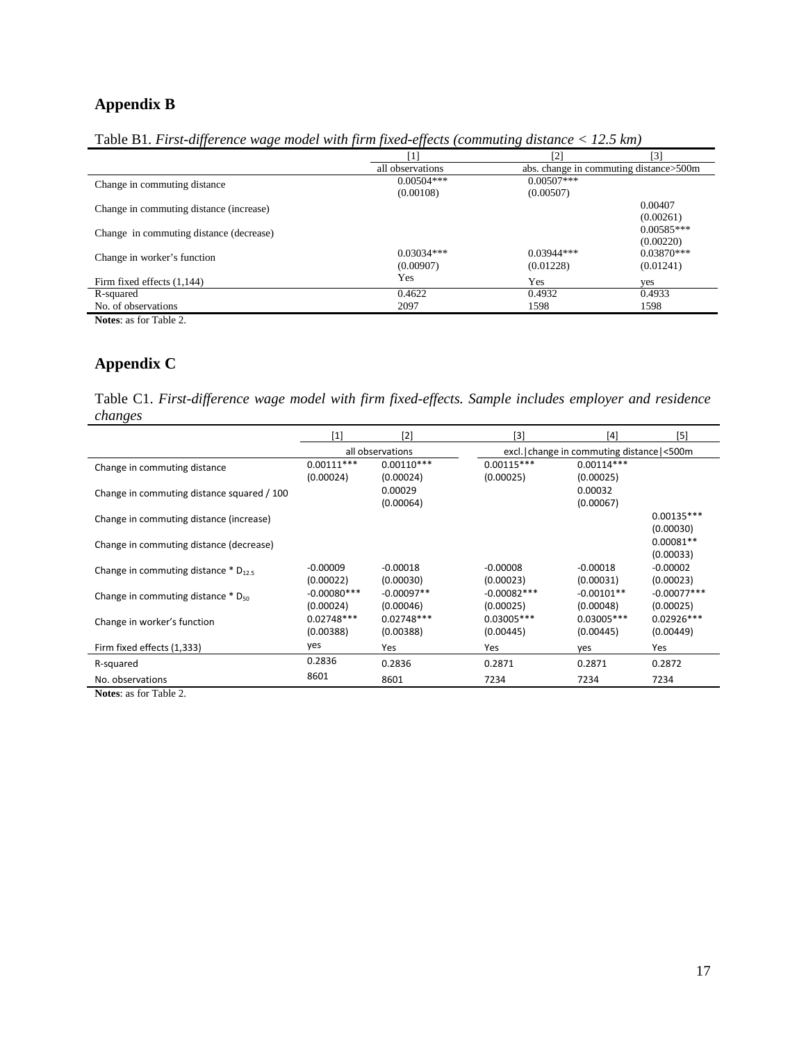## Appendix B

Table B1. *First-difference wage model with firm fixed-effects (commuting distance < 12.5 km)*

| | [1] | [2] | [3] |
|---|---|---|---|
| | all observations | abs. change in commuting distance>500m | |
| Change in commuting distance | 0.00504*** | 0.00507*** | |
| | (0.00108) | (0.00507) | |
| Change in commuting distance (increase) | | | 0.00407 |
| | | | (0.00261) |
| Change in commuting distance (decrease) | | | 0.00585*** |
| | | | (0.00220) |
| Change in worker's function | 0.03034*** | 0.03944*** | 0.03870*** |
| | (0.00907) | (0.01228) | (0.01241) |
| Firm fixed effects (1,144) | Yes | Yes | yes |
| R-squared | 0.4622 | 0.4932 | 0.4933 |
| No. of observations | 2097 | 1598 | 1598 |

**Notes**: as for Table 2.

## Appendix C

Table C1. *First-difference wage model with firm fixed-effects. Sample includes employer and residence changes*

| | [1] | [2] | [3] | [4] | [5] |
|---|---|---|---|---|---|
| | all observations | | excl. \|change in commuting distance\|<500m | | |
| Change in commuting distance | 0.00111*** | 0.00110*** | 0.00115*** | 0.00114*** | |
| | (0.00024) | (0.00024) | (0.00025) | (0.00025) | |
| Change in commuting distance squared / 100 | | 0.00029 | | 0.00032 | |
| | | (0.00064) | | (0.00067) | |
| Change in commuting distance (increase) | | | | | 0.00135*** |
| | | | | | (0.00030) |
| Change in commuting distance (decrease) | | | | | 0.00081** |
| | | | | | (0.00033) |
| Change in commuting distance * $D_{12.5}$ | -0.00009 | -0.00018 | -0.00008 | -0.00018 | -0.00002 |
| | (0.00022) | (0.00030) | (0.00023) | (0.00031) | (0.00023) |
| Change in commuting distance * $D_{50}$ | -0.00080*** | -0.00097** | -0.00082*** | -0.00101** | -0.00077*** |
| | (0.00024) | (0.00046) | (0.00025) | (0.00048) | (0.00025) |
| Change in worker's function | 0.02748*** | 0.02748*** | 0.03005*** | 0.03005*** | 0.02926*** |
| | (0.00388) | (0.00388) | (0.00445) | (0.00445) | (0.00449) |
| Firm fixed effects (1,333) | yes | Yes | Yes | yes | Yes |
| R-squared | 0.2836 | 0.2836 | 0.2871 | 0.2871 | 0.2872 |
| No. observations | 8601 | 8601 | 7234 | 7234 | 7234 |

**Notes**: as for Table 2.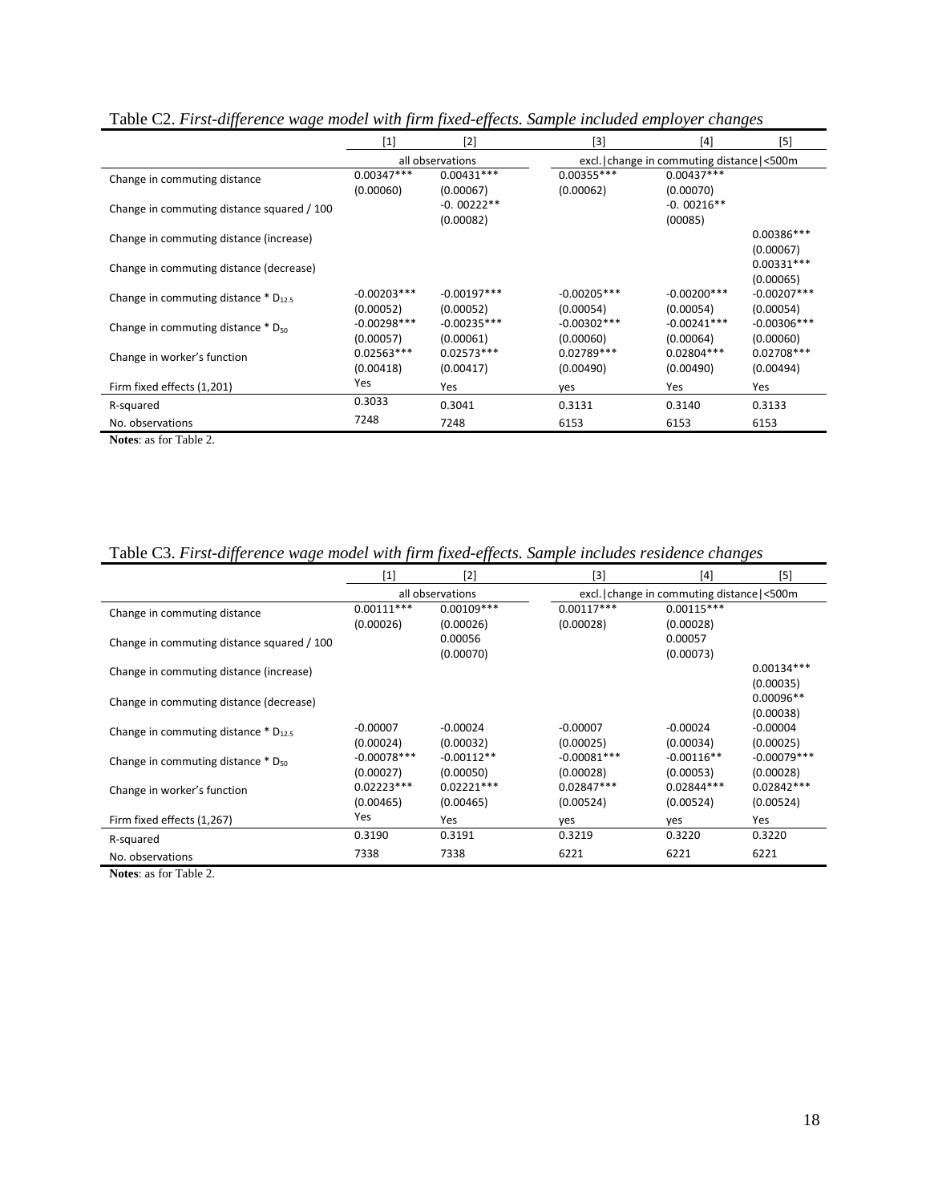Table C2. *First-difference wage model with firm fixed-effects. Sample included employer changes*

| | [1] | [2] | [3] | [4] | [5] |
|---|---|---|---|---|---|
| | all observations | | excl. \|change in commuting distance\|<500m | | |
| Change in commuting distance | 0.00347*** | 0.00431*** | 0.00355*** | 0.00437*** | |
| | (0.00060) | (0.00067) | (0.00062) | (0.00070) | |
| Change in commuting distance squared / 100 | | -0. 00222** | | -0. 00216** | |
| | | (0.00082) | | (00085) | |
| Change in commuting distance (increase) | | | | | 0.00386*** |
| | | | | | (0.00067) |
| Change in commuting distance (decrease) | | | | | 0.00331*** |
| | | | | | (0.00065) |
| Change in commuting distance * $D_{12.5}$ | -0.00203*** | -0.00197*** | -0.00205*** | -0.00200*** | -0.00207*** |
| | (0.00052) | (0.00052) | (0.00054) | (0.00054) | (0.00054) |
| Change in commuting distance * $D_{50}$ | -0.00298*** | -0.00235*** | -0.00302*** | -0.00241*** | -0.00306*** |
| | (0.00057) | (0.00061) | (0.00060) | (0.00064) | (0.00060) |
| Change in worker's function | 0.02563*** | 0.02573*** | 0.02789*** | 0.02804*** | 0.02708*** |
| | (0.00418) | (0.00417) | (0.00490) | (0.00490) | (0.00494) |
| Firm fixed effects (1,201) | Yes | Yes | yes | Yes | Yes |
| R-squared | 0.3033 | 0.3041 | 0.3131 | 0.3140 | 0.3133 |
| No. observations | 7248 | 7248 | 6153 | 6153 | 6153 |

**Notes**: as for Table 2.

Table C3. *First-difference wage model with firm fixed-effects. Sample includes residence changes*

| | [1] | [2] | [3] | [4] | [5] |
|---|---|---|---|---|---|
| | all observations | | excl. \|change in commuting distance\|<500m | | |
| Change in commuting distance | 0.00111*** | 0.00109*** | 0.00117*** | 0.00115*** | |
| | (0.00026) | (0.00026) | (0.00028) | (0.00028) | |
| Change in commuting distance squared / 100 | | 0.00056 | | 0.00057 | |
| | | (0.00070) | | (0.00073) | |
| Change in commuting distance (increase) | | | | | 0.00134*** |
| | | | | | (0.00035) |
| Change in commuting distance (decrease) | | | | | 0.00096** |
| | | | | | (0.00038) |
| Change in commuting distance * $D_{12.5}$ | -0.00007 | -0.00024 | -0.00007 | -0.00024 | -0.00004 |
| | (0.00024) | (0.00032) | (0.00025) | (0.00034) | (0.00025) |
| Change in commuting distance * $D_{50}$ | -0.00078*** | -0.00112** | -0.00081*** | -0.00116** | -0.00079*** |
| | (0.00027) | (0.00050) | (0.00028) | (0.00053) | (0.00028) |
| Change in worker's function | 0.02223*** | 0.02221*** | 0.02847*** | 0.02844*** | 0.02842*** |
| | (0.00465) | (0.00465) | (0.00524) | (0.00524) | (0.00524) |
| Firm fixed effects (1,267) | Yes | Yes | yes | yes | Yes |
| R-squared | 0.3190 | 0.3191 | 0.3219 | 0.3220 | 0.3220 |
| No. observations | 7338 | 7338 | 6221 | 6221 | 6221 |

**Notes**: as for Table 2.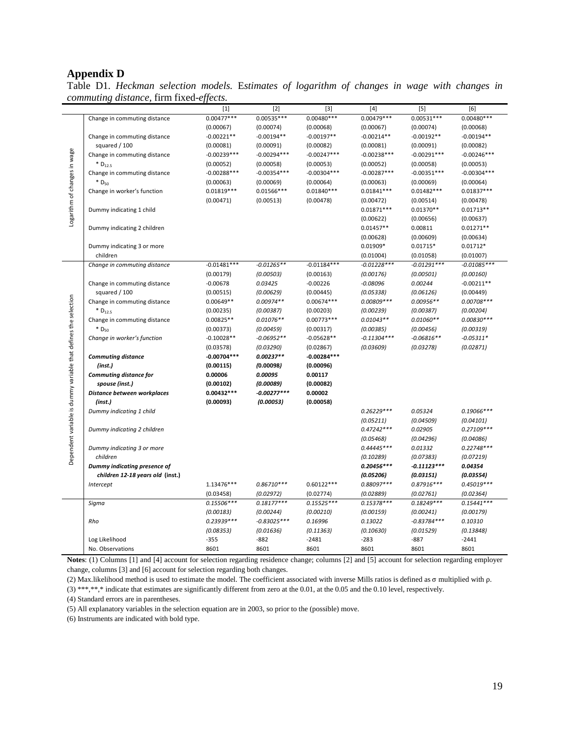## Appendix D

Table D1. *Heckman selection models.* E*stimates of logarithm of changes in wage with changes in commuting distance*, firm fixed-*effects.*

| | | [1] | [2] | [3] | [4] | [5] | [6] |
|---|---|---|---|---|---|---|---|
| Logarithm of changes in wage | Change in commuting distance | 0.00477*** | 0.00535*** | 0.00480*** | 0.00479*** | 0.00531*** | 0.00480*** |
| | | (0.00067) | (0.00074) | (0.00068) | (0.00067) | (0.00074) | (0.00068) |
| | Change in commuting distance squared / 100 | -0.00221** | -0.00194** | -0.00197** | -0.00214** | -0.00192** | -0.00194** |
| | | (0.00081) | (0.00091) | (0.00082) | (0.00081) | (0.00091) | (0.00082) |
| | Change in commuting distance * $D_{12.5}$ | -0.00239*** | -0.00294*** | -0.00247*** | -0.00238*** | -0.00291*** | -0.00246*** |
| | | (0.00052) | (0.00058) | (0.00053) | (0.00052) | (0.00058) | (0.00053) |
| | Change in commuting distance * $D_{50}$ | -0.00288*** | -0.00354*** | -0.00304*** | -0.00287*** | -0.00351*** | -0.00304*** |
| | | (0.00063) | (0.00069) | (0.00064) | (0.00063) | (0.00069) | (0.00064) |
| | Change in worker's function | 0.01819*** | 0.01566*** | 0.01840*** | 0.01841*** | 0.01482*** | 0.01837*** |
| | | (0.00471) | (0.00513) | (0.00478) | (0.00472) | (0.00514) | (0.00478) |
| | Dummy indicating 1 child | | | | 0.01871*** | 0.01370** | 0.01713** |
| | | | | | (0.00622) | (0.00656) | (0.00637) |
| | Dummy indicating 2 children | | | | 0.01457** | 0.00811 | 0.01271** |
| | | | | | (0.00628) | (0.00609) | (0.00634) |
| | Dummy indicating 3 or more children | | | | 0.01909* | 0.01715* | 0.01712* |
| | | | | | (0.01004) | (0.01058) | (0.01007) |
| Dependent variable is dummy variable that defines the selection | *Change in commuting distance* | -0.01481*** | *-0.01265*** | -0.01184*** | *-0.01228**** | *-0.01291**** | *-0.01085**** |
| | | (0.00179) | *(0.00503)* | (0.00163) | *(0.00176)* | *(0.00501)* | *(0.00160)* |
| | Change in commuting distance squared / 100 | -0.00678 | *0.03425* | -0.00226 | *-0.08096* | *0.00244* | -0.00211** |
| | | (0.00515) | *(0.00629)* | (0.00445) | *(0.05338)* | *(0.06126)* | (0.00449) |
| | Change in commuting distance * $D_{12.5}$ | 0.00649** | *0.00974*** | 0.00674*** | *0.00809**** | *0.00956*** | *0.00708**** |
| | | (0.00235) | *(0.00387)* | (0.00203) | *(0.00239)* | *(0.00387)* | *(0.00204)* |
| | Change in commuting distance * $D_{50}$ | 0.00825** | *0.01076*** | 0.00773*** | *0.01043*** | *0.01060*** | *0.00830**** |
| | | (0.00373) | *(0.00459)* | (0.00317) | *(0.00385)* | *(0.00456)* | *(0.00319)* |
| | *Change in worker's function* | -0.10028** | *-0.06952*** | -0.05628** | *-0.11304**** | *-0.06816*** | *-0.05311** |
| | | (0.03578) | *(0.03290)* | (0.02867) | *(0.03609)* | *(0.03278)* | *(0.02871)* |
| | ***Commuting distance (inst.)*** | **-0.00704*** ** | ***0.00237**** | **-0.00284*** ** | | | |
| | | **(0.00115)** | ***(0.00098)*** | **(0.00096)** | | | |
| | ***Commuting distance for spouse (inst.)*** | **0.00006** | ***0.00095*** | **0.00117** | | | |
| | | **(0.00102)** | ***(0.00089)*** | **(0.00082)** | | | |
| | ***Distance between workplaces (inst.)*** | **0.00432*** ** | ***-0.00277***** | **0.00002** | | | |
| | | **(0.00093)** | ***(0.00053)*** | **(0.00058)** | | | |
| | *Dummy indicating 1 child* | | | | *0.26229**** | *0.05324* | *0.19066**** |
| | | | | | *(0.05211)* | *(0.04509)* | *(0.04101)* |
| | *Dummy indicating 2 children* | | | | *0.47242**** | *0.02905* | *0.27109**** |
| | | | | | *(0.05468)* | *(0.04296)* | *(0.04086)* |
| | *Dummy indicating 3 or more children* | | | | *0.44445**** | *0.01332* | *0.22748**** |
| | | | | | *(0.10289)* | *(0.07383)* | *(0.07219)* |
| | ***Dummy indicating presence of children 12-18 years old (inst.)*** | | | | ***0.20456***** | ***-0.11123***** | ***0.04354*** |
| | | | | | ***(0.05206)*** | ***(0.03151)*** | ***(0.03554)*** |
| | *Intercept* | 1.13476*** | *0.86710**** | 0.60122*** | *0.88097**** | *0.87916**** | *0.45019**** |
| | | (0.03458) | *(0.02972)* | (0.02774) | *(0.02889)* | *(0.02761)* | *(0.02364)* |
| | *Sigma* | *0.15506**** | *0.18177**** | *0.15525**** | *0.15378**** | *0.18249**** | *0.15441**** |
| | | *(0.00183)* | *(0.00244)* | *(0.00210)* | *(0.00159)* | *(0.00241)* | *(0.00179)* |
| | *Rho* | *0.23939**** | *-0.83025**** | *0.16996* | *0.13022* | *-0.83784**** | *0.10310* |
| | | *(0.08353)* | *(0.01636)* | *(0.11363)* | *(0.10630)* | *(0.01529)* | *(0.13848)* |
| | Log Likelihood | -355 | -882 | -2481 | -283 | -887 | -2441 |
| | No. Observations | 8601 | 8601 | 8601 | 8601 | 8601 | 8601 |

**Notes**: (1) Columns [1] and [4] account for selection regarding residence change; columns [2] and [5] account for selection regarding employer change, columns [3] and [6] account for selection regarding both changes.

(2) Max.likelihood method is used to estimate the model. The coefficient associated with inverse Mills ratios is defined as σ multiplied with ρ.

(3) ***,**,* indicate that estimates are significantly different from zero at the 0.01, at the 0.05 and the 0.10 level, respectively.

(4) Standard errors are in parentheses.

(5) All explanatory variables in the selection equation are in 2003, so prior to the (possible) move.

(6) Instruments are indicated with bold type.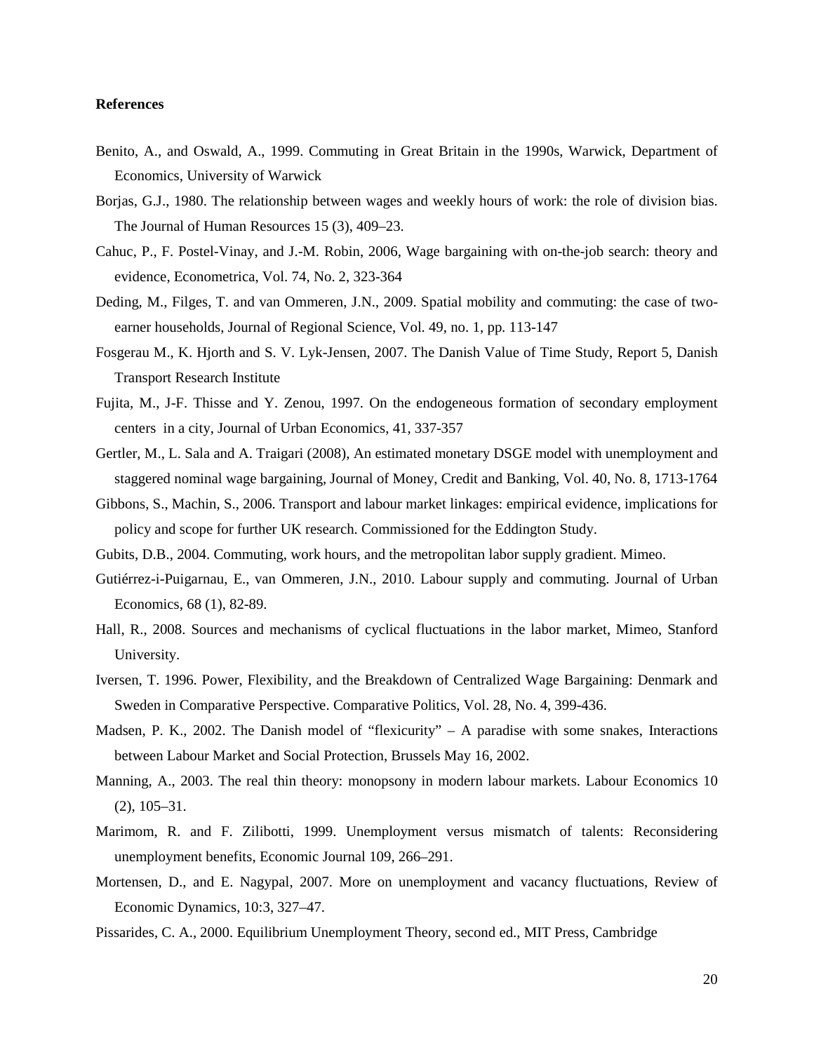**References**

Benito, A., and Oswald, A., 1999. Commuting in Great Britain in the 1990s, Warwick, Department of Economics, University of Warwick

Borjas, G.J., 1980. The relationship between wages and weekly hours of work: the role of division bias. The Journal of Human Resources 15 (3), 409–23.

Cahuc, P., F. Postel-Vinay, and J.-M. Robin, 2006, Wage bargaining with on-the-job search: theory and evidence, Econometrica, Vol. 74, No. 2, 323-364

Deding, M., Filges, T. and van Ommeren, J.N., 2009. Spatial mobility and commuting: the case of two-earner households, Journal of Regional Science, Vol. 49, no. 1, pp. 113-147

Fosgerau M., K. Hjorth and S. V. Lyk-Jensen, 2007. The Danish Value of Time Study, Report 5, Danish Transport Research Institute

Fujita, M., J-F. Thisse and Y. Zenou, 1997. On the endogeneous formation of secondary employment centers in a city, Journal of Urban Economics, 41, 337-357

Gertler, M., L. Sala and A. Traigari (2008), An estimated monetary DSGE model with unemployment and staggered nominal wage bargaining, Journal of Money, Credit and Banking, Vol. 40, No. 8, 1713-1764

Gibbons, S., Machin, S., 2006. Transport and labour market linkages: empirical evidence, implications for policy and scope for further UK research. Commissioned for the Eddington Study.

Gubits, D.B., 2004. Commuting, work hours, and the metropolitan labor supply gradient. Mimeo.

Gutiérrez-i-Puigarnau, E., van Ommeren, J.N., 2010. Labour supply and commuting. Journal of Urban Economics, 68 (1), 82-89.

Hall, R., 2008. Sources and mechanisms of cyclical fluctuations in the labor market, Mimeo, Stanford University.

Iversen, T. 1996. Power, Flexibility, and the Breakdown of Centralized Wage Bargaining: Denmark and Sweden in Comparative Perspective. Comparative Politics, Vol. 28, No. 4, 399-436.

Madsen, P. K., 2002. The Danish model of "flexicurity" – A paradise with some snakes, Interactions between Labour Market and Social Protection, Brussels May 16, 2002.

Manning, A., 2003. The real thin theory: monopsony in modern labour markets. Labour Economics 10 (2), 105–31.

Marimom, R. and F. Zilibotti, 1999. Unemployment versus mismatch of talents: Reconsidering unemployment benefits, Economic Journal 109, 266–291.

Mortensen, D., and E. Nagypal, 2007. More on unemployment and vacancy fluctuations, Review of Economic Dynamics, 10:3, 327–47.

Pissarides, C. A., 2000. Equilibrium Unemployment Theory, second ed., MIT Press, Cambridge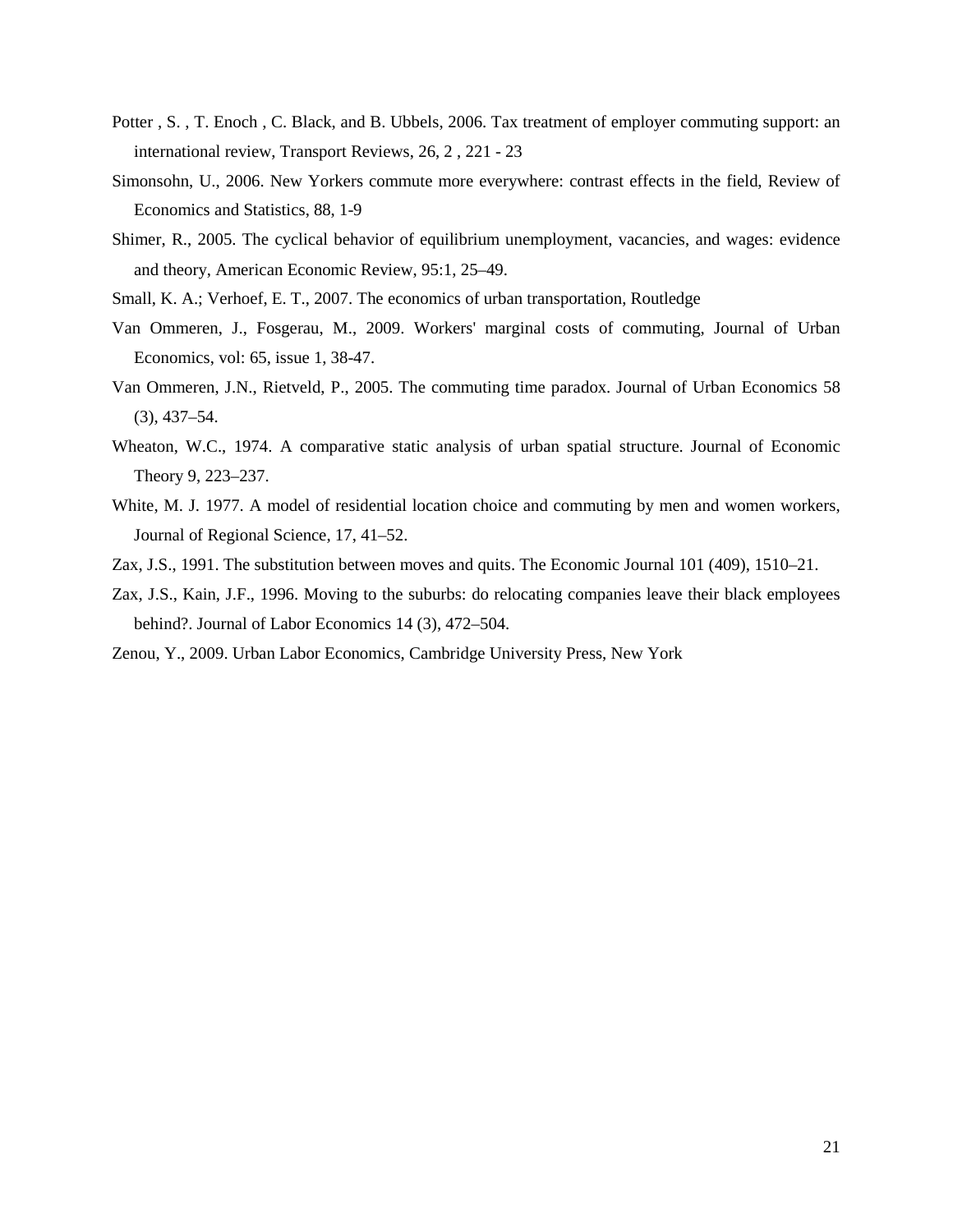Potter , S. , T. Enoch , C. Black, and B. Ubbels, 2006. Tax treatment of employer commuting support: an international review, Transport Reviews, 26, 2 , 221 - 23

Simonsohn, U., 2006. New Yorkers commute more everywhere: contrast effects in the field, Review of Economics and Statistics, 88, 1-9

Shimer, R., 2005. The cyclical behavior of equilibrium unemployment, vacancies, and wages: evidence and theory, American Economic Review, 95:1, 25–49.

Small, K. A.; Verhoef, E. T., 2007. The economics of urban transportation, Routledge

Van Ommeren, J., Fosgerau, M., 2009. Workers' marginal costs of commuting, Journal of Urban Economics, vol: 65, issue 1, 38-47.

Van Ommeren, J.N., Rietveld, P., 2005. The commuting time paradox. Journal of Urban Economics 58 (3), 437–54.

Wheaton, W.C., 1974. A comparative static analysis of urban spatial structure. Journal of Economic Theory 9, 223–237.

White, M. J. 1977. A model of residential location choice and commuting by men and women workers, Journal of Regional Science, 17, 41–52.

Zax, J.S., 1991. The substitution between moves and quits. The Economic Journal 101 (409), 1510–21.

Zax, J.S., Kain, J.F., 1996. Moving to the suburbs: do relocating companies leave their black employees behind?. Journal of Labor Economics 14 (3), 472–504.

Zenou, Y., 2009. Urban Labor Economics, Cambridge University Press, New York